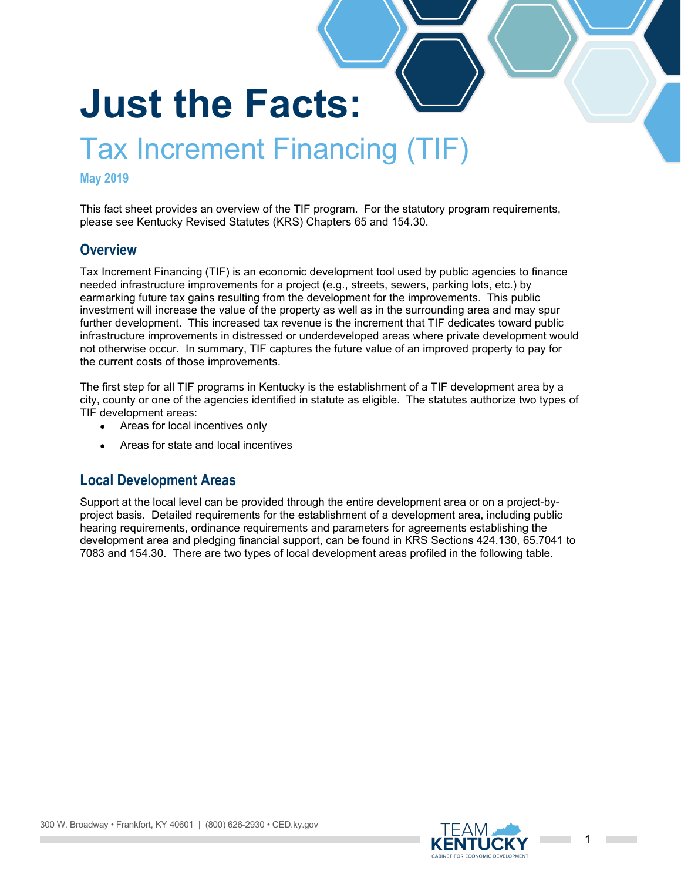# Just the Facts:

## Tax Increment Financing (TIF)

**May 2019**

This fact sheet provides an overview of the TIF program. For the statutory program requirements, please see Kentucky Revised Statutes (KRS) Chapters 65 and 154.30.

### Overview

Tax Increment Financing (TIF) is an economic development tool used by public agencies to finance needed infrastructure improvements for a project (e.g., streets, sewers, parking lots, etc.) by earmarking future tax gains resulting from the development for the improvements. This public investment will increase the value of the property as well as in the surrounding area and may spur further development. This increased tax revenue is the increment that TIF dedicates toward public infrastructure improvements in distressed or underdeveloped areas where private development would not otherwise occur. In summary, TIF captures the future value of an improved property to pay for the current costs of those improvements.

The first step for all TIF programs in Kentucky is the establishment of a TIF development area by a city, county or one of the agencies identified in statute as eligible. The statutes authorize two types of TIF development areas:

- Areas for local incentives only
- Areas for state and local incentives

### Local Development Areas

Support at the local level can be provided through the entire development area or on a project-by-project basis. Detailed requirements for the establishment of a development area, including public hearing requirements, ordinance requirements and parameters for agreements establishing the development area and pledging financial support, can be found in KRS Sections 424.130, 65.7041 to 7083 and 154.30. There are two types of local development areas profiled in the following table.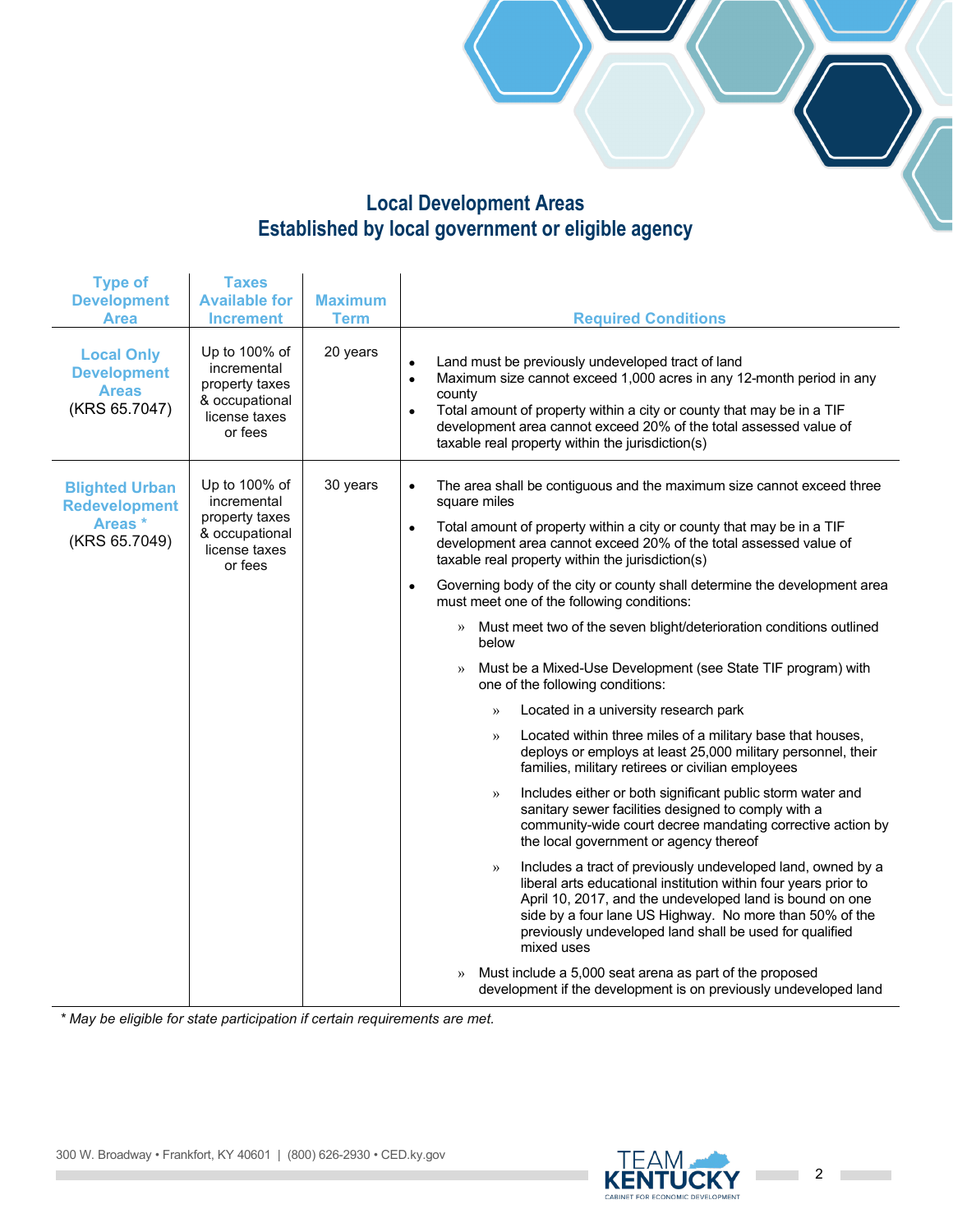## Local Development Areas
## Established by local government or eligible agency

| Type of Development Area | Taxes Available for Increment | Maximum Term | Required Conditions |
|---|---|---|---|
| **Local Only Development Areas** (KRS 65.7047) | Up to 100% of incremental property taxes & occupational license taxes or fees | 20 years | • Land must be previously undeveloped tract of land<br>• Maximum size cannot exceed 1,000 acres in any 12-month period in any county<br>• Total amount of property within a city or county that may be in a TIF development area cannot exceed 20% of the total assessed value of taxable real property within the jurisdiction(s) |
| **Blighted Urban Redevelopment Areas** * (KRS 65.7049) | Up to 100% of incremental property taxes & occupational license taxes or fees | 30 years | • The area shall be contiguous and the maximum size cannot exceed three square miles<br>• Total amount of property within a city or county that may be in a TIF development area cannot exceed 20% of the total assessed value of taxable real property within the jurisdiction(s)<br>• Governing body of the city or county shall determine the development area must meet one of the following conditions:<br>» Must meet two of the seven blight/deterioration conditions outlined below<br>» Must be a Mixed-Use Development (see State TIF program) with one of the following conditions:<br>»» Located in a university research park<br>»» Located within three miles of a military base that houses, deploys or employs at least 25,000 military personnel, their families, military retirees or civilian employees<br>»» Includes either or both significant public storm water and sanitary sewer facilities designed to comply with a community-wide court decree mandating corrective action by the local government or agency thereof<br>»» Includes a tract of previously undeveloped land, owned by a liberal arts educational institution within four years prior to April 10, 2017, and the undeveloped land is bound on one side by a four lane US Highway. No more than 50% of the previously undeveloped land shall be used for qualified mixed uses<br>» Must include a 5,000 seat arena as part of the proposed development if the development is on previously undeveloped land |

*\* May be eligible for state participation if certain requirements are met.*

300 W. Broadway • Frankfort, KY 40601 | (800) 626-2930 • CED.ky.gov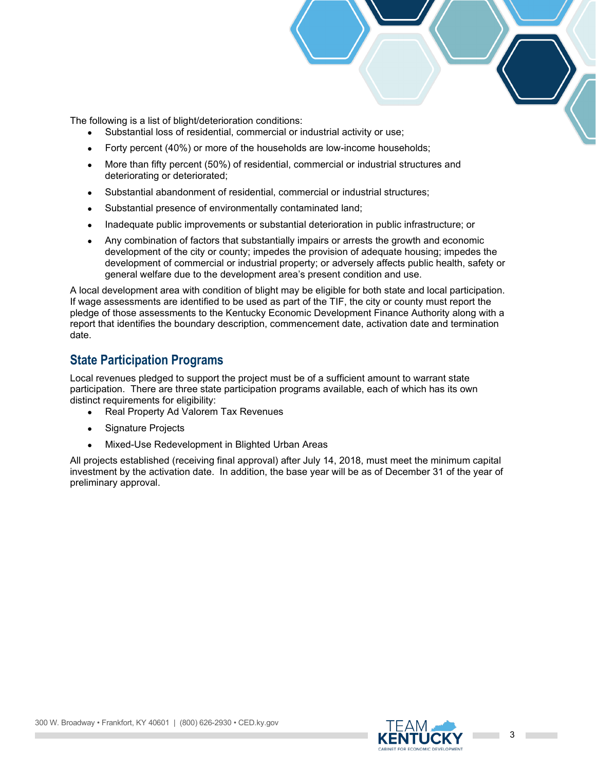The following is a list of blight/deterioration conditions:

- Substantial loss of residential, commercial or industrial activity or use;
- Forty percent (40%) or more of the households are low-income households;
- More than fifty percent (50%) of residential, commercial or industrial structures and deteriorating or deteriorated;
- Substantial abandonment of residential, commercial or industrial structures;
- Substantial presence of environmentally contaminated land;
- Inadequate public improvements or substantial deterioration in public infrastructure; or
- Any combination of factors that substantially impairs or arrests the growth and economic development of the city or county; impedes the provision of adequate housing; impedes the development of commercial or industrial property; or adversely affects public health, safety or general welfare due to the development area's present condition and use.

A local development area with condition of blight may be eligible for both state and local participation. If wage assessments are identified to be used as part of the TIF, the city or county must report the pledge of those assessments to the Kentucky Economic Development Finance Authority along with a report that identifies the boundary description, commencement date, activation date and termination date.

## State Participation Programs

Local revenues pledged to support the project must be of a sufficient amount to warrant state participation. There are three state participation programs available, each of which has its own distinct requirements for eligibility:

- Real Property Ad Valorem Tax Revenues
- Signature Projects
- Mixed-Use Redevelopment in Blighted Urban Areas

All projects established (receiving final approval) after July 14, 2018, must meet the minimum capital investment by the activation date. In addition, the base year will be as of December 31 of the year of preliminary approval.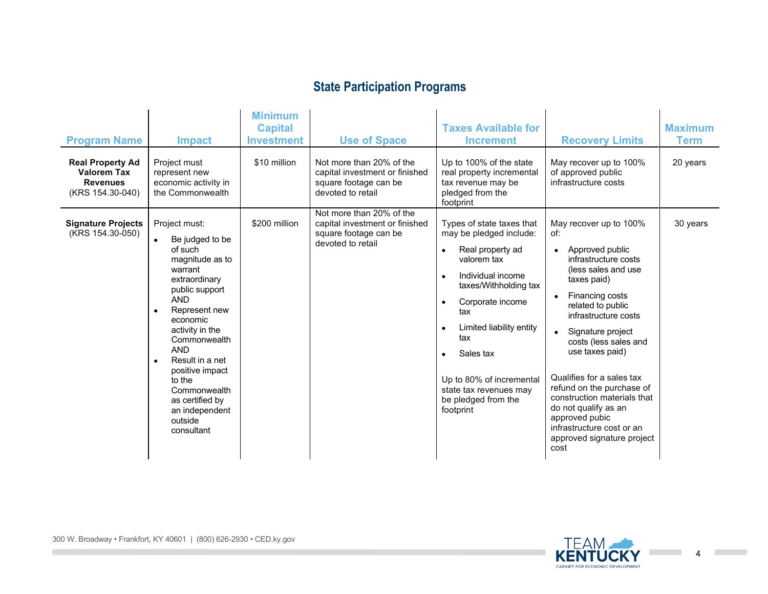## State Participation Programs

| Program Name | Impact | Minimum Capital Investment | Use of Space | Taxes Available for Increment | Recovery Limits | Maximum Term |
|---|---|---|---|---|---|---|
| **Real Property Ad Valorem Tax Revenues** (KRS 154.30-040) | Project must represent new economic activity in the Commonwealth | $10 million | Not more than 20% of the capital investment or finished square footage can be devoted to retail | Up to 100% of the state real property incremental tax revenue may be pledged from the footprint | May recover up to 100% of approved public infrastructure costs | 20 years |
| **Signature Projects** (KRS 154.30-050) | Project must:<br>• Be judged to be of such magnitude as to warrant extraordinary public support AND<br>• Represent new economic activity in the Commonwealth AND<br>• Result in a net positive impact to the Commonwealth as certified by an independent outside consultant | $200 million | Not more than 20% of the capital investment or finished square footage can be devoted to retail | Types of state taxes that may be pledged include:<br>• Real property ad valorem tax<br>• Individual income taxes/Withholding tax<br>• Corporate income tax<br>• Limited liability entity tax<br>• Sales tax<br><br>Up to 80% of incremental state tax revenues may be pledged from the footprint | May recover up to 100% of:<br>• Approved public infrastructure costs (less sales and use taxes paid)<br>• Financing costs related to public infrastructure costs<br>• Signature project costs (less sales and use taxes paid)<br><br>Qualifies for a sales tax refund on the purchase of construction materials that do not qualify as an approved pubic infrastructure cost or an approved signature project cost | 30 years |

300 W. Broadway • Frankfort, KY 40601 | (800) 626-2930 • CED.ky.gov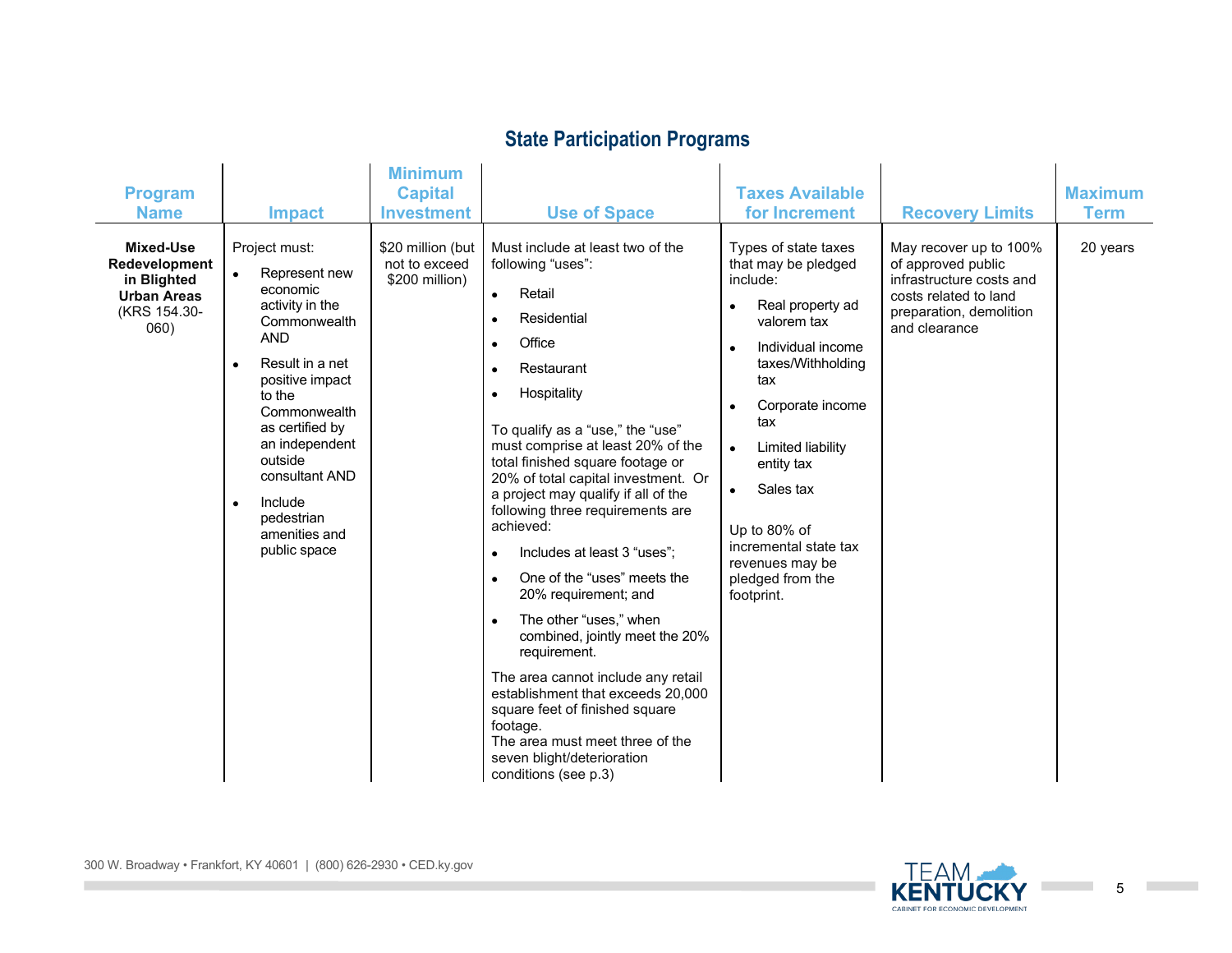## State Participation Programs

| Program Name | Impact | Minimum Capital Investment | Use of Space | Taxes Available for Increment | Recovery Limits | Maximum Term |
|---|---|---|---|---|---|---|
| **Mixed-Use Redevelopment in Blighted Urban Areas** (KRS 154.30-060) | Project must:<br>• Represent new economic activity in the Commonwealth AND<br>• Result in a net positive impact to the Commonwealth as certified by an independent outside consultant AND<br>• Include pedestrian amenities and public space | $20 million (but not to exceed $200 million) | Must include at least two of the following "uses":<br>• Retail<br>• Residential<br>• Office<br>• Restaurant<br>• Hospitality<br><br>To qualify as a "use," the "use" must comprise at least 20% of the total finished square footage or 20% of total capital investment. Or a project may qualify if all of the following three requirements are achieved:<br>• Includes at least 3 "uses";<br>• One of the "uses" meets the 20% requirement; and<br>• The other "uses," when combined, jointly meet the 20% requirement.<br><br>The area cannot include any retail establishment that exceeds 20,000 square feet of finished square footage.<br>The area must meet three of the seven blight/deterioration conditions (see p.3) | Types of state taxes that may be pledged include:<br>• Real property ad valorem tax<br>• Individual income taxes/Withholding tax<br>• Corporate income tax<br>• Limited liability entity tax<br>• Sales tax<br><br>Up to 80% of incremental state tax revenues may be pledged from the footprint. | May recover up to 100% of approved public infrastructure costs and costs related to land preparation, demolition and clearance | 20 years |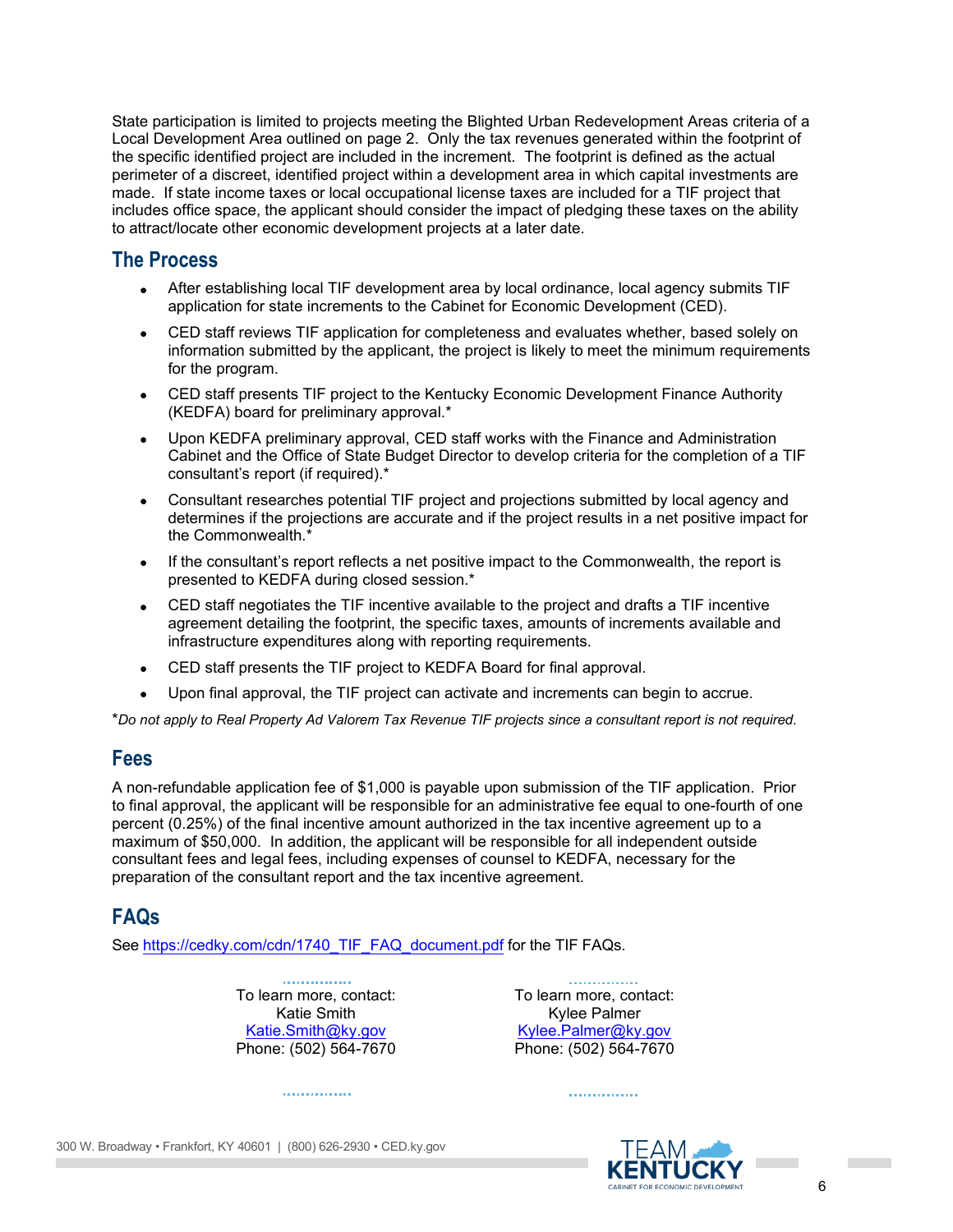State participation is limited to projects meeting the Blighted Urban Redevelopment Areas criteria of a Local Development Area outlined on page 2. Only the tax revenues generated within the footprint of the specific identified project are included in the increment. The footprint is defined as the actual perimeter of a discreet, identified project within a development area in which capital investments are made. If state income taxes or local occupational license taxes are included for a TIF project that includes office space, the applicant should consider the impact of pledging these taxes on the ability to attract/locate other economic development projects at a later date.

## The Process

- After establishing local TIF development area by local ordinance, local agency submits TIF application for state increments to the Cabinet for Economic Development (CED).
- CED staff reviews TIF application for completeness and evaluates whether, based solely on information submitted by the applicant, the project is likely to meet the minimum requirements for the program.
- CED staff presents TIF project to the Kentucky Economic Development Finance Authority (KEDFA) board for preliminary approval.*
- Upon KEDFA preliminary approval, CED staff works with the Finance and Administration Cabinet and the Office of State Budget Director to develop criteria for the completion of a TIF consultant's report (if required).*
- Consultant researches potential TIF project and projections submitted by local agency and determines if the projections are accurate and if the project results in a net positive impact for the Commonwealth.*
- If the consultant's report reflects a net positive impact to the Commonwealth, the report is presented to KEDFA during closed session.*
- CED staff negotiates the TIF incentive available to the project and drafts a TIF incentive agreement detailing the footprint, the specific taxes, amounts of increments available and infrastructure expenditures along with reporting requirements.
- CED staff presents the TIF project to KEDFA Board for final approval.
- Upon final approval, the TIF project can activate and increments can begin to accrue.

**Do not apply to Real Property Ad Valorem Tax Revenue TIF projects since a consultant report is not required.*

## Fees

A non-refundable application fee of $1,000 is payable upon submission of the TIF application. Prior to final approval, the applicant will be responsible for an administrative fee equal to one-fourth of one percent (0.25%) of the final incentive amount authorized in the tax incentive agreement up to a maximum of $50,000. In addition, the applicant will be responsible for all independent outside consultant fees and legal fees, including expenses of counsel to KEDFA, necessary for the preparation of the consultant report and the tax incentive agreement.

## FAQs

See https://cedky.com/cdn/1740_TIF_FAQ_document.pdf for the TIF FAQs.

To learn more, contact:
Katie Smith
Katie.Smith@ky.gov
Phone: (502) 564-7670

To learn more, contact:
Kylee Palmer
Kylee.Palmer@ky.gov
Phone: (502) 564-7670

300 W. Broadway • Frankfort, KY 40601 | (800) 626-2930 • CED.ky.gov